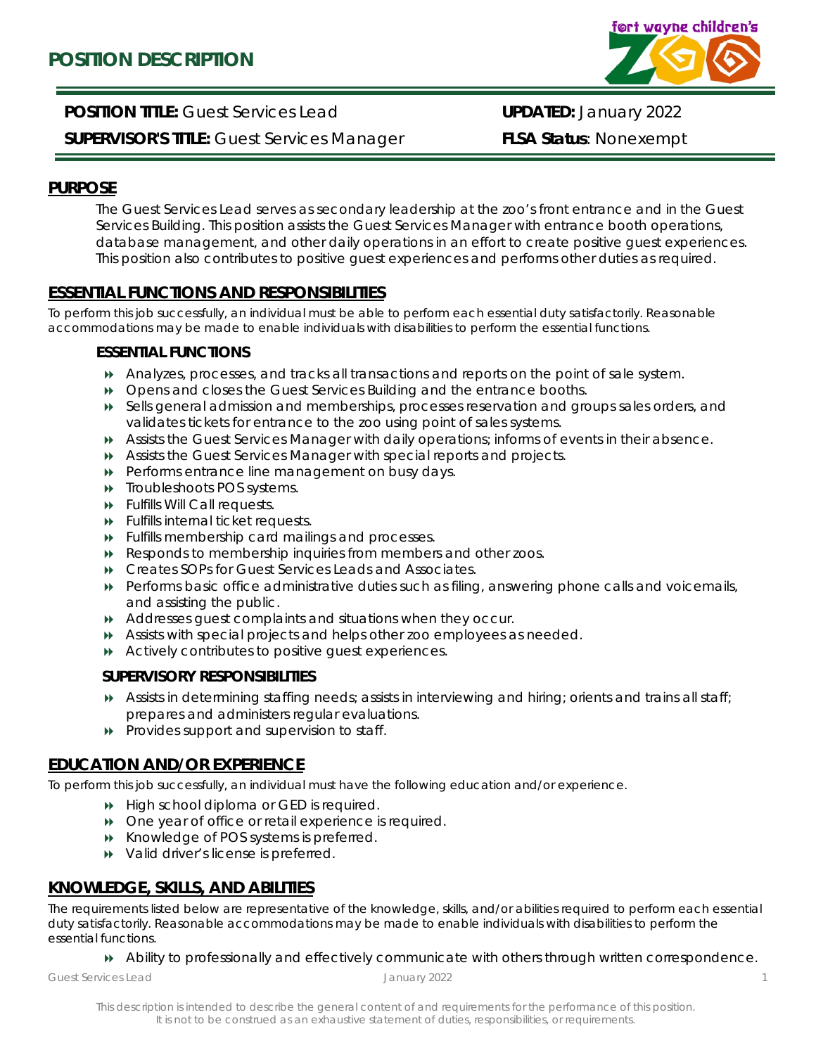# POSITION DESCRIPTION

**POSITION TITLE:** Guest Services Lead | **UPDATED:** January 2022

**SUPERVISOR'S TITLE:** Guest Services Manager | **FLSA Status**: Nonexempt

## PURPOSE

The Guest Services Lead serves as secondary leadership at the zoo's front entrance and in the Guest Services Building. This position assists the Guest Services Manager with entrance booth operations, database management, and other daily operations in an effort to create positive guest experiences. This position also contributes to positive guest experiences and performs other duties as required.

## ESSENTIAL FUNCTIONS AND RESPONSIBILITIES

To perform this job successfully, an individual must be able to perform each essential duty satisfactorily. Reasonable accommodations may be made to enable individuals with disabilities to perform the essential functions.

### ESSENTIAL FUNCTIONS

- Analyzes, processes, and tracks all transactions and reports on the point of sale system.
- Opens and closes the Guest Services Building and the entrance booths.
- Sells general admission and memberships, processes reservation and groups sales orders, and validates tickets for entrance to the zoo using point of sales systems.
- Assists the Guest Services Manager with daily operations; informs of events in their absence.
- Assists the Guest Services Manager with special reports and projects.
- Performs entrance line management on busy days.
- Troubleshoots POS systems.
- Fulfills Will Call requests.
- Fulfills internal ticket requests.
- Fulfills membership card mailings and processes.
- Responds to membership inquiries from members and other zoos.
- Creates SOPs for Guest Services Leads and Associates.
- Performs basic office administrative duties such as filing, answering phone calls and voicemails, and assisting the public.
- Addresses guest complaints and situations when they occur.
- Assists with special projects and helps other zoo employees as needed.
- Actively contributes to positive guest experiences.

### SUPERVISORY RESPONSIBILITIES

- Assists in determining staffing needs; assists in interviewing and hiring; orients and trains all staff; prepares and administers regular evaluations.
- Provides support and supervision to staff.

## EDUCATION AND/OR EXPERIENCE

To perform this job successfully, an individual must have the following education and/or experience.

- High school diploma or GED is required.
- One year of office or retail experience is required.
- Knowledge of POS systems is preferred.
- Valid driver's license is preferred.

## KNOWLEDGE, SKILLS, AND ABILITIES

The requirements listed below are representative of the knowledge, skills, and/or abilities required to perform each essential duty satisfactorily. Reasonable accommodations may be made to enable individuals with disabilities to perform the essential functions.

- Ability to professionally and effectively communicate with others through written correspondence.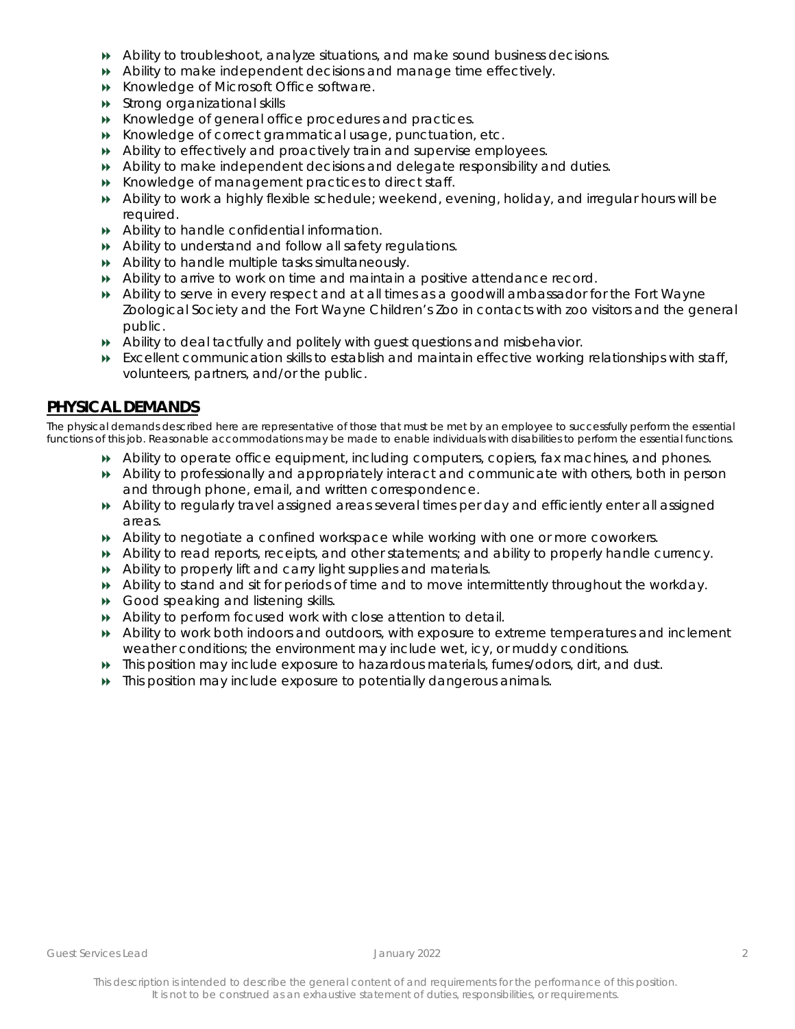- Ability to troubleshoot, analyze situations, and make sound business decisions.
- Ability to make independent decisions and manage time effectively.
- Knowledge of Microsoft Office software.
- Strong organizational skills
- Knowledge of general office procedures and practices.
- Knowledge of correct grammatical usage, punctuation, etc.
- Ability to effectively and proactively train and supervise employees.
- Ability to make independent decisions and delegate responsibility and duties.
- Knowledge of management practices to direct staff.
- Ability to work a highly flexible schedule; weekend, evening, holiday, and irregular hours will be required.
- Ability to handle confidential information.
- Ability to understand and follow all safety regulations.
- Ability to handle multiple tasks simultaneously.
- Ability to arrive to work on time and maintain a positive attendance record.
- Ability to serve in every respect and at all times as a goodwill ambassador for the Fort Wayne Zoological Society and the Fort Wayne Children's Zoo in contacts with zoo visitors and the general public.
- Ability to deal tactfully and politely with guest questions and misbehavior.
- Excellent communication skills to establish and maintain effective working relationships with staff, volunteers, partners, and/or the public.

## PHYSICAL DEMANDS

*The physical demands described here are representative of those that must be met by an employee to successfully perform the essential functions of this job. Reasonable accommodations may be made to enable individuals with disabilities to perform the essential functions.*

- Ability to operate office equipment, including computers, copiers, fax machines, and phones.
- Ability to professionally and appropriately interact and communicate with others, both in person and through phone, email, and written correspondence.
- Ability to regularly travel assigned areas several times per day and efficiently enter all assigned areas.
- Ability to negotiate a confined workspace while working with one or more coworkers.
- Ability to read reports, receipts, and other statements; and ability to properly handle currency.
- Ability to properly lift and carry light supplies and materials.
- Ability to stand and sit for periods of time and to move intermittently throughout the workday.
- Good speaking and listening skills.
- Ability to perform focused work with close attention to detail.
- Ability to work both indoors and outdoors, with exposure to extreme temperatures and inclement weather conditions; the environment may include wet, icy, or muddy conditions.
- This position may include exposure to hazardous materials, fumes/odors, dirt, and dust.
- This position may include exposure to potentially dangerous animals.

This description is intended to describe the general content of and requirements for the performance of this position. It is not to be construed as an exhaustive statement of duties, responsibilities, or requirements.